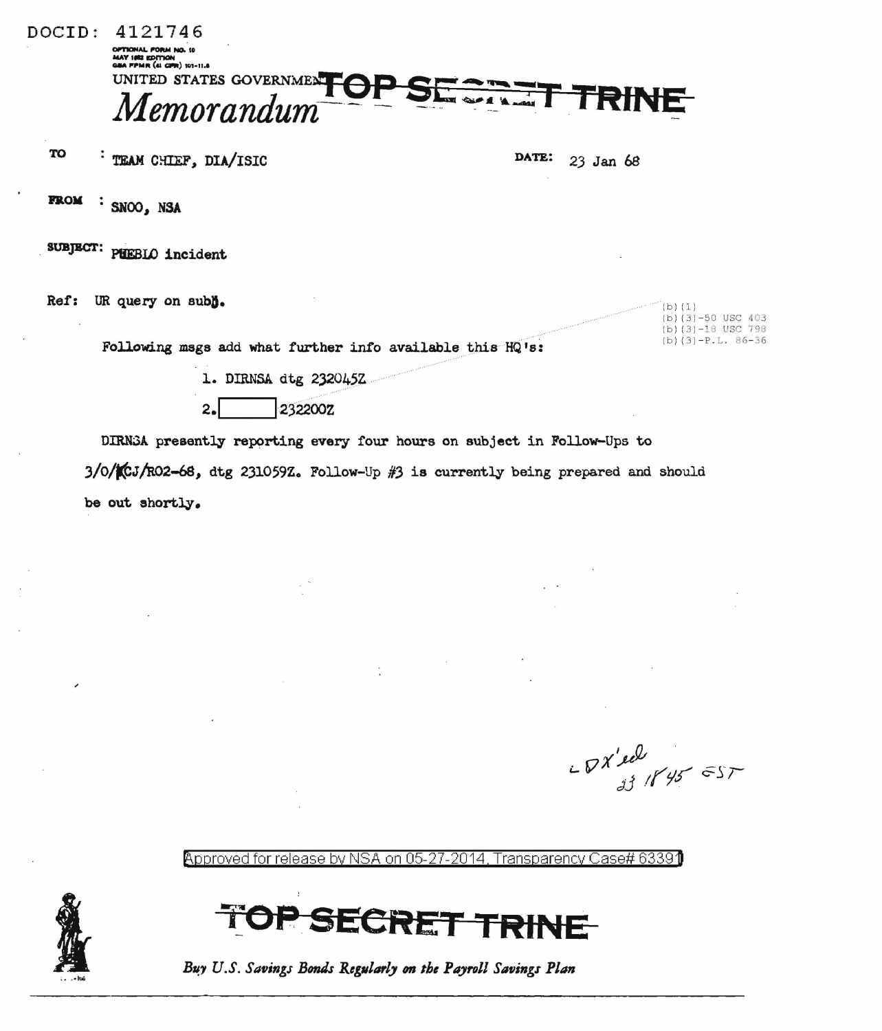DOCID: 4121746

OPTIONAL FORM NO. 10
MAY 1962 EDITION
GSA FPMR (41 CFR) 101-11.6

UNITED STATES GOVERNMENT **TOP SECRET TRINE**

# *Memorandum*

TO : TEAM CHIEF, DIA/ISIC

DATE: 23 Jan 68

FROM : SNOO, NSA

SUBJECT: PUEBLO incident

Ref: UR query on subj.

(b)(1)
(b)(3)-50 USC 403
(b)(3)-18 USC 798
(b)(3)-P.L. 86-36

Following msgs add what further info available this HQ's:

1. DIRNSA dtg 232045Z

2. [ ] 232200Z

DIRNSA presently reporting every four hours on subject in Follow-Ups to 3/O/KCJ/R02-68, dtg 231059Z. Follow-Up #3 is currently being prepared and should be out shortly.

LDX'ed 23 1845 EST

Approved for release by NSA on 05-27-2014, Transparency Case# 63391

**TOP SECRET TRINE**

*Buy U.S. Savings Bonds Regularly on the Payroll Savings Plan*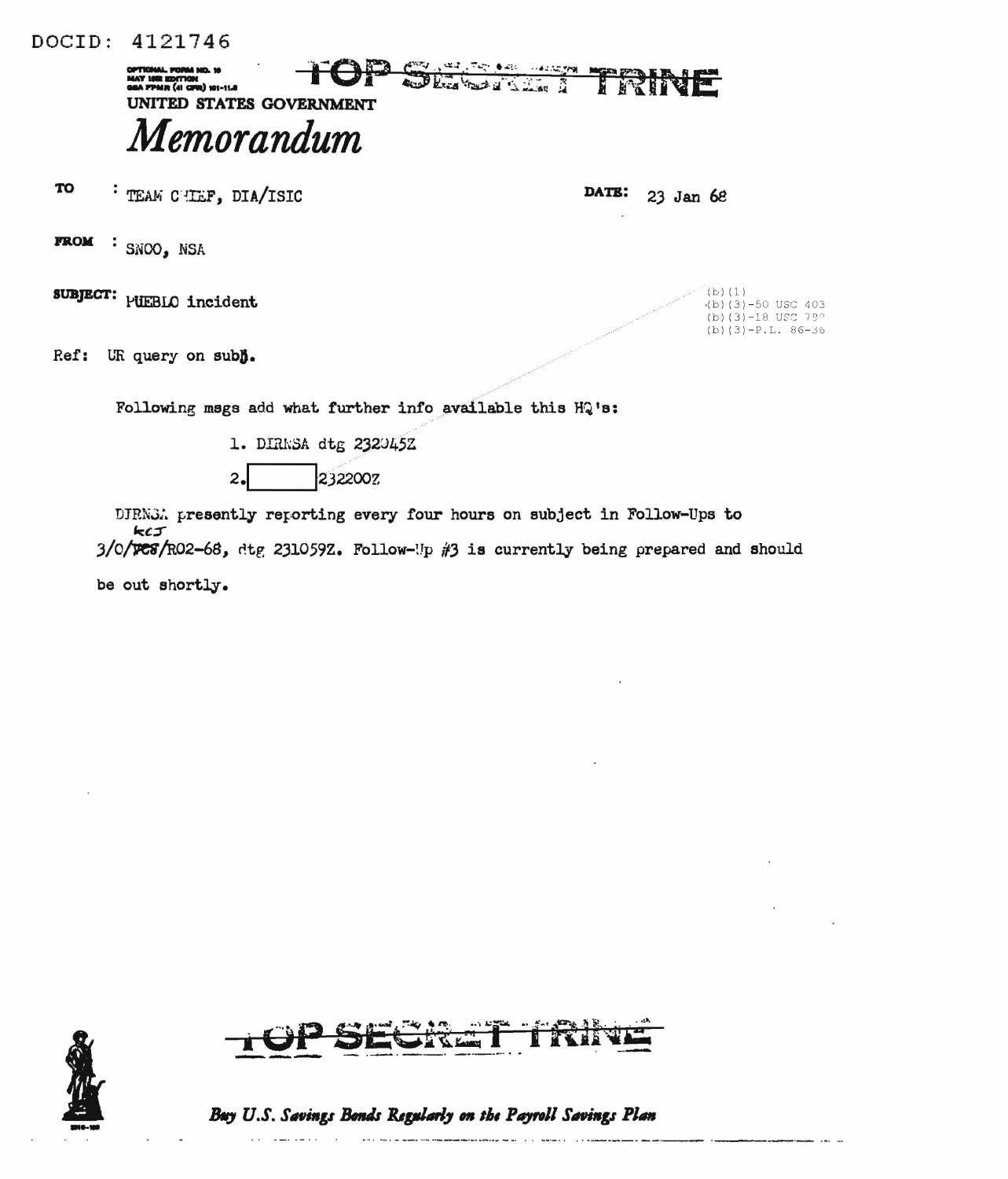DOCID: 4121746

OPTIONAL FORM NO. 10
MAY 1962 EDITION
GSA FPMR (41 CFR) 101-11.6

TOP SECRET TRINE

UNITED STATES GOVERNMENT

# *Memorandum*

TO : TEAM CHIEF, DIA/ISIC

DATE: 23 Jan 68

FROM : SNOO, NSA

SUBJECT: PUEBLO incident

(b)(1)
(b)(3)-50 USC 403
(b)(3)-18 USC 798
(b)(3)-P.L. 86-36

Ref: UR query on subj.

Following msgs add what further info available this HQ's:

1. DIRNSA dtg 232045Z
2. [redacted] 232200Z

DIRNSA presently reporting every four hours on subject in Follow-Ups to 3/O/KCJ/R02-68, dtg 231059Z. Follow-Up #3 is currently being prepared and should be out shortly.

TOP SECRET TRINE

*Buy U.S. Savings Bonds Regularly on the Payroll Savings Plan*